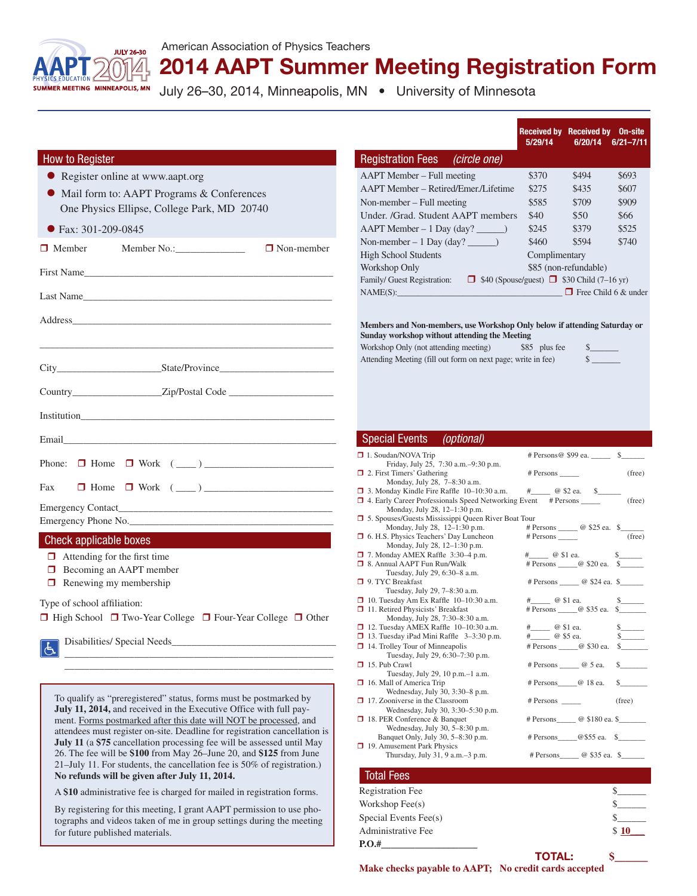American Association of Physics Teachers

# 2014 AAPT Summer Meeting Registration Form

July 26–30, 2014, Minneapolis, MN • University of Minnesota

## How to Register

- Register online at www.aapt.org
- Mail form to: AAPT Programs & Conferences
  One Physics Ellipse, College Park, MD 20740
- Fax: 301-209-0845

❒ Member  Member No.:______________  ❒ Non-member

First Name___________________________________________

Last Name___________________________________________

Address_____________________________________________

____________________________________________________

City__________________ State/Province__________________

Country_______________ Zip/Postal Code ________________

Institution___________________________________________

Email_______________________________________________

Phone: ❒ Home ❒ Work ( ____ ) ______________________

Fax ❒ Home ❒ Work ( ____ ) ______________________

Emergency Contact_____________________________________

Emergency Phone No.___________________________________

## Check applicable boxes

- ❒ Attending for the first time
- ❒ Becoming an AAPT member
- ❒ Renewing my membership

Type of school affiliation:

❒ High School ❒ Two-Year College ❒ Four-Year College ❒ Other

Disabilities/ Special Needs_____________________________

To qualify as "preregistered" status, forms must be postmarked by **July 11, 2014,** and received in the Executive Office with full payment. Forms postmarked after this date will NOT be processed, and attendees must register on-site. Deadline for registration cancellation is **July 11** (a **$75** cancellation processing fee will be assessed until May 26. The fee will be **$100** from May 26–June 20, and **$125** from June 21–July 11. For students, the cancellation fee is 50% of registration.) **No refunds will be given after July 11, 2014.**

A **$10** administrative fee is charged for mailed in registration forms.

By registering for this meeting, I grant AAPT permission to use photographs and videos taken of me in group settings during the meeting for future published materials.

## Registration Fees *(circle one)*

| | Received by 5/29/14 | Received by 6/20/14 | On-site 6/21–7/11 |
|---|---|---|---|
| AAPT Member – Full meeting | $370 | $494 | $693 |
| AAPT Member – Retired/Emer./Lifetime | $275 | $435 | $607 |
| Non-member – Full meeting | $585 | $709 | $909 |
| Under. /Grad. Student AAPT members | $40 | $50 | $66 |
| AAPT Member – 1 Day (day? ______) | $245 | $379 | $525 |
| Non-member – 1 Day (day? ______) | $460 | $594 | $740 |
| High School Students | Complimentary | | |
| Workshop Only | $85 (non-refundable) | | |

Family/ Guest Registration: ❒ $40 (Spouse/guest) ❒ $30 Child (7–16 yr)

NAME(S):________________________________ ❒ Free Child 6 & under

**Members and Non-members, use Workshop Only below if attending Saturday or Sunday workshop without attending the Meeting**

Workshop Only (not attending meeting) $85 plus fee $_______

Attending Meeting (fill out form on next page; write in fee) $_______

## Special Events *(optional)*

| Event | | |
|---|---|---|
| ❒ 1. Soudan/NOVA Trip — Friday, July 25, 7:30 a.m.–9:30 p.m. | # Persons@ $99 ea. _____ | $______ |
| ❒ 2. First Timers' Gathering — Monday, July 28, 7–8:30 a.m. | # Persons _____ | (free) |
| ❒ 3. Monday Kindle Fire Raffle 10–10:30 a.m. | #_____ @ $2 ea. | $______ |
| ❒ 4. Early Career Professionals Speed Networking Event — Monday, July 28, 12–1:30 p.m. | # Persons _____ | (free) |
| ❒ 5. Spouses/Guests Mississippi Queen River Boat Tour — Monday, July 28, 12–1:30 p.m. | # Persons _____ @ $25 ea. | $______ |
| ❒ 6. H.S. Physics Teachers' Day Luncheon — Monday, July 28, 12–1:30 p.m. | # Persons _____ | (free) |
| ❒ 7. Monday AMEX Raffle 3:30–4 p.m. | #_____ @ $1 ea. | $______ |
| ❒ 8. Annual AAPT Fun Run/Walk — Tuesday, July 29, 6:30–8 a.m. | # Persons _____@ $20 ea. | $______ |
| ❒ 9. TYC Breakfast — Tuesday, July 29, 7–8:30 a.m. | # Persons _____ @ $24 ea. | $______ |
| ❒ 10. Tuesday Am Ex Raffle 10–10:30 a.m. | #_____ @ $1 ea. | $______ |
| ❒ 11. Retired Physicists' Breakfast — Monday, July 28, 7:30–8:30 a.m. | # Persons _____@ $35 ea. | $______ |
| ❒ 12. Tuesday AMEX Raffle 10–10:30 a.m. | #_____ @ $1 ea. | $______ |
| ❒ 13. Tuesday iPad Mini Raffle 3–3:30 p.m. | #_____ @ $5 ea. | $______ |
| ❒ 14. Trolley Tour of Minneapolis — Tuesday, July 29, 6:30–7:30 p.m. | # Persons _____@ $30 ea. | $______ |
| ❒ 15. Pub Crawl — Tuesday, July 29, 10 p.m.–1 a.m. | # Persons _____ @ 5 ea. | $______ |
| ❒ 16. Mall of America Trip — Wednesday, July 30, 3:30–8 p.m. | # Persons_____@ 18 ea. | $______ |
| ❒ 17. Zooniverse in the Classroom — Wednesday, July 30, 3:30–5:30 p.m. | # Persons _____ | (free) |
| ❒ 18. PER Conference & Banquet — Wednesday, July 30, 5–8:30 p.m. | # Persons_____@ $180 ea. | $______ |
| Banquet Only, July 30, 5–8:30 p.m. | # Persons_____@$55 ea. | $______ |
| ❒ 19. Amusement Park Physics — Thursday, July 31, 9 a.m.–3 p.m. | # Persons_____ @ $35 ea. | $______ |

## Total Fees

| | |
|---|---|
| Registration Fee | $______ |
| Workshop Fee(s) | $______ |
| Special Events Fee(s) | $______ |
| Administrative Fee | $ 10 |

**P.O.#__________________**

**TOTAL: $______**

**Make checks payable to AAPT; No credit cards accepted**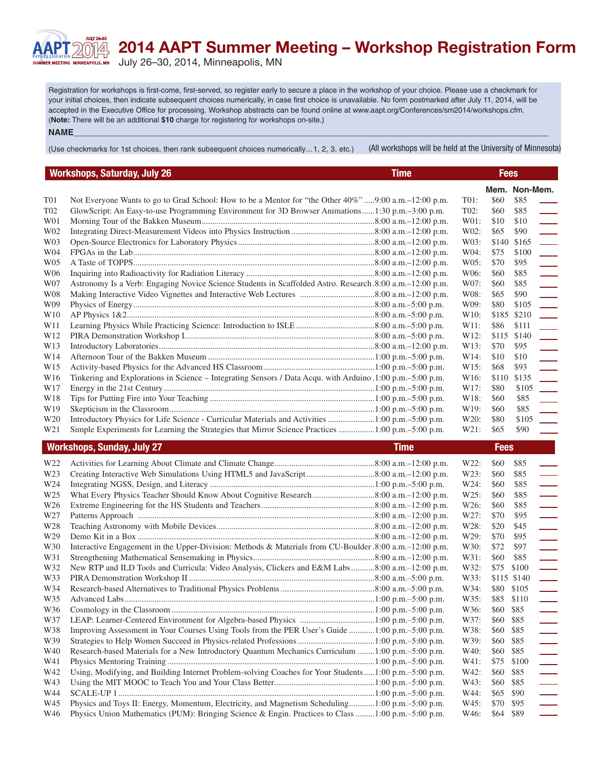# 2014 AAPT Summer Meeting – Workshop Registration Form

July 26–30, 2014, Minneapolis, MN

Registration for workshops is first-come, first-served, so register early to secure a place in the workshop of your choice. Please use a checkmark for your initial choices, then indicate subsequent choices numerically, in case first choice is unavailable. No form postmarked after July 11, 2014, will be accepted in the Executive Office for processing. Workshop abstracts can be found online at www.aapt.org/Conferences/sm2014/workshops.cfm. (**Note:** There will be an additional **$10** charge for registering for workshops on-site.)

**NAME**\_\_\_\_\_\_\_\_\_\_\_\_\_\_\_\_\_\_\_\_\_\_\_\_\_\_\_\_\_\_\_\_\_\_\_\_\_\_\_\_\_\_\_\_\_\_\_\_

(Use checkmarks for 1st choices, then rank subsequent choices numerically... 1, 2, 3, etc.) (All workshops will be held at the University of Minnesota)

## Workshops, Saturday, July 26

| Code | Workshop | Time | | Mem. | Non-Mem. | |
|---|---|---|---|---|---|---|
| T01 | Not Everyone Wants to go to Grad School: How to be a Mentor for "the Other 40%" | 9:00 a.m.–12:00 p.m. | T01: | $60 | $85 | ____ |
| T02 | GlowScript: An Easy-to-use Programming Environment for 3D Browser Animations | 1:30 p.m.–3:00 p.m. | T02: | $60 | $85 | ____ |
| W01 | Morning Tour of the Bakken Museum | 8:00 a.m.–12:00 p.m. | W01: | $10 | $10 | ____ |
| W02 | Integrating Direct-Measurement Videos into Physics Instruction | 8:00 a.m.–12:00 p.m. | W02: | $65 | $90 | ____ |
| W03 | Open-Source Electronics for Laboratory Physics | 8:00 a.m.–12:00 p.m. | W03: | $140 | $165 | ____ |
| W04 | FPGAs in the Lab | 8:00 a.m.–12:00 p.m. | W04: | $75 | $100 | ____ |
| W05 | A Taste of TOPPS | 8:00 a.m.–12:00 p.m. | W05: | $70 | $95 | ____ |
| W06 | Inquiring into Radioactivity for Radiation Literacy | 8:00 a.m.–12:00 p.m. | W06: | $60 | $85 | ____ |
| W07 | Astronomy Is a Verb: Engaging Novice Science Students in Scaffolded Astro. Research | 8:00 a.m.–12:00 p.m. | W07: | $60 | $85 | ____ |
| W08 | Making Interactive Video Vignettes and Interactive Web Lectures | 8:00 a.m.–12:00 p.m. | W08: | $65 | $90 | ____ |
| W09 | Physics of Energy | 8:00 a.m.–5:00 p.m. | W09: | $80 | $105 | ____ |
| W10 | AP Physics 1&2 | 8:00 a.m.–5:00 p.m. | W10: | $185 | $210 | ____ |
| W11 | Learning Physics While Practicing Science: Introduction to ISLE | 8:00 a.m.–5:00 p.m. | W11: | $86 | $111 | ____ |
| W12 | PIRA Demonstration Workshop I | 8:00 a.m.–5:00 p.m. | W12: | $115 | $140 | ____ |
| W13 | Introductory Laboratories | 8:00 a.m.–12:00 p.m. | W13: | $70 | $95 | ____ |
| W14 | Afternoon Tour of the Bakken Museum | 1:00 p.m.–5:00 p.m. | W14: | $10 | $10 | ____ |
| W15 | Activity-based Physics for the Advanced HS Classroom | 1:00 p.m.–5:00 p.m. | W15: | $68 | $93 | ____ |
| W16 | Tinkering and Explorations in Science – Integrating Sensors / Data Acqu. with Arduino | 1:00 p.m.–5:00 p.m. | W16: | $110 | $135 | ____ |
| W17 | Energy in the 21st Century | 1:00 p.m.–5:00 p.m. | W17: | $80 | $105 | ____ |
| W18 | Tips for Putting Fire into Your Teaching | 1:00 p.m.–5:00 p.m. | W18: | $60 | $85 | ____ |
| W19 | Skepticism in the Classroom | 1:00 p.m.–5:00 p.m. | W19: | $60 | $85 | ____ |
| W20 | Introductory Physics for Life Science - Curricular Materials and Activities | 1:00 p.m.–5:00 p.m. | W20: | $80 | $105 | ____ |
| W21 | Simple Experiments for Learning the Strategies that Mirror Science Practices | 1:00 p.m.–5:00 p.m. | W21: | $65 | $90 | ____ |

## Workshops, Sunday, July 27

| Code | Workshop | Time | | Mem. | Non-Mem. | |
|---|---|---|---|---|---|---|
| W22 | Activities for Learning About Climate and Climate Change | 8:00 a.m.–12:00 p.m. | W22: | $60 | $85 | ____ |
| W23 | Creating Interactive Web Simulations Using HTML5 and JavaScript | 8:00 a.m.–12:00 p.m. | W23: | $60 | $85 | ____ |
| W24 | Integrating NGSS, Design, and Literacy | 1:00 p.m.–5:00 p.m. | W24: | $60 | $85 | ____ |
| W25 | What Every Physics Teacher Should Know About Cognitive Research | 8:00 a.m.–12:00 p.m. | W25: | $60 | $85 | ____ |
| W26 | Extreme Engineering for the HS Students and Teachers | 8:00 a.m.–12:00 p.m. | W26: | $60 | $85 | ____ |
| W27 | Patterns Approach | 8:00 a.m.–12:00 p.m. | W27: | $70 | $95 | ____ |
| W28 | Teaching Astronomy with Mobile Devices | 8:00 a.m.–12:00 p.m. | W28: | $20 | $45 | ____ |
| W29 | Demo Kit in a Box | 8:00 a.m.–12:00 p.m. | W29: | $70 | $95 | ____ |
| W30 | Interactive Engagement in the Upper-Division: Methods & Materials from CU-Boulder | 8:00 a.m.–12:00 p.m. | W30: | $72 | $97 | ____ |
| W31 | Strengthening Mathematical Sensemaking in Physics | 8:00 a.m.–12:00 p.m. | W31: | $60 | $85 | ____ |
| W32 | New RTP and ILD Tools and Curricula: Video Analysis, Clickers and E&M Labs | 8:00 a.m.–12:00 p.m. | W32: | $75 | $100 | ____ |
| W33 | PIRA Demonstration Workshop II | 8:00 a.m.–5:00 p.m. | W33: | $115 | $140 | ____ |
| W34 | Research-based Alternatives to Traditional Physics Problems | 8:00 a.m.–5:00 p.m. | W34: | $80 | $105 | ____ |
| W35 | Advanced Labs | 1:00 p.m.–5:00 p.m. | W35: | $85 | $110 | ____ |
| W36 | Cosmology in the Classroom | 1:00 p.m.–5:00 p.m. | W36: | $60 | $85 | ____ |
| W37 | LEAP: Learner-Centered Environment for Algebra-based Physics | 1:00 p.m.–5:00 p.m. | W37: | $60 | $85 | ____ |
| W38 | Improving Assessment in Your Courses Using Tools from the PER User's Guide | 1:00 p.m.–5:00 p.m. | W38: | $60 | $85 | ____ |
| W39 | Strategies to Help Women Succeed in Physics-related Professions | 1:00 p.m.–5:00 p.m. | W39: | $60 | $85 | ____ |
| W40 | Research-based Materials for a New Introductory Quantum Mechanics Curriculum | 1:00 p.m.–5:00 p.m. | W40: | $60 | $85 | ____ |
| W41 | Physics Mentoring Training | 1:00 p.m.–5:00 p.m. | W41: | $75 | $100 | ____ |
| W42 | Using, Modifying, and Building Internet Problem-solving Coaches for Your Students | 1:00 p.m.–5:00 p.m. | W42: | $60 | $85 | ____ |
| W43 | Using the MIT MOOC to Teach You and Your Class Better | 1:00 p.m.–5:00 p.m. | W43: | $60 | $85 | ____ |
| W44 | SCALE-UP 1 | 1:00 p.m.–5:00 p.m. | W44: | $65 | $90 | ____ |
| W45 | Physics and Toys II: Energy, Momentum, Electricity, and Magnetism Scheduling | 1:00 p.m.–5:00 p.m. | W45: | $70 | $95 | ____ |
| W46 | Physics Union Mathematics (PUM): Bringing Science & Engin. Practices to Class | 1:00 p.m.–5:00 p.m. | W46: | $64 | $89 | ____ |